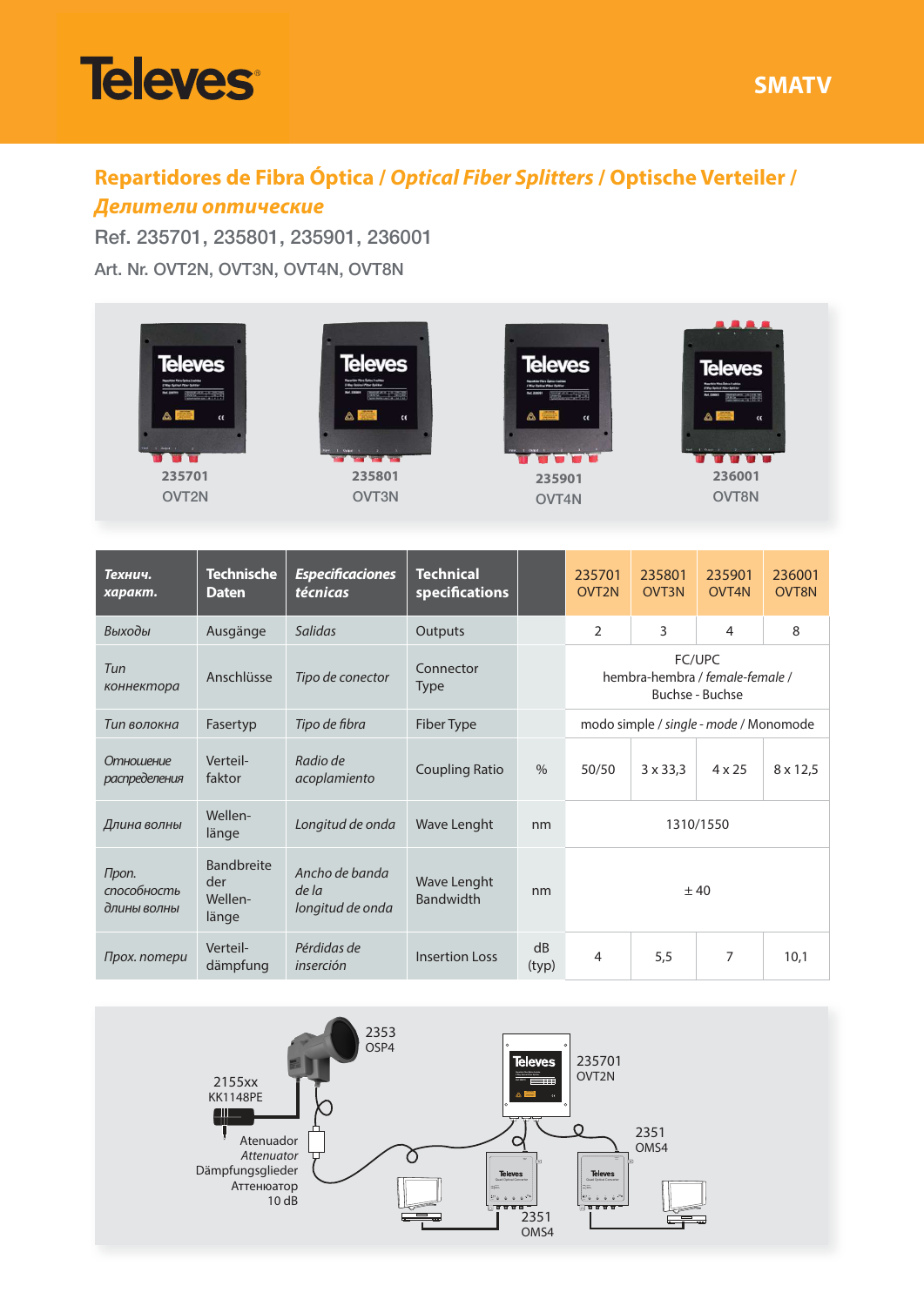**Televes** SMATV

## Repartidores de Fibra Óptica / *Optical Fiber Splitters* / Optische Verteiler / *Делители оптические*

Ref. 235701, 235801, 235901, 236001

Art. Nr. OVT2N, OVT3N, OVT4N, OVT8N

235701 OVT2N — 235801 OVT3N — 235901 OVT4N — 236001 OVT8N

| *Технич. характ.* | Technische Daten | *Especificaciones técnicas* | Technical specifications | | 235701 OVT2N | 235801 OVT3N | 235901 OVT4N | 236001 OVT8N |
|---|---|---|---|---|---|---|---|---|
| *Выходы* | Ausgänge | *Salidas* | Outputs | | 2 | 3 | 4 | 8 |
| *Тип коннектора* | Anschlüsse | *Tipo de conector* | Connector Type | | FC/UPC hembra-hembra / *female-female* / Buchse - Buchse | | | |
| *Тип волокна* | Fasertyp | *Tipo de fibra* | Fiber Type | | modo simple / *single - mode* / Monomode | | | |
| *Отношение распределения* | Verteil-faktor | *Radio de acoplamiento* | Coupling Ratio | % | 50/50 | 3 x 33,3 | 4 x 25 | 8 x 12,5 |
| *Длина волны* | Wellen-länge | *Longitud de onda* | Wave Lenght | nm | 1310/1550 | | | |
| *Проп. способность длины волны* | Bandbreite der Wellen-länge | *Ancho de banda de la longitud de onda* | Wave Lenght Bandwidth | nm | ± 40 | | | |
| *Прох. потери* | Verteil-dämpfung | *Pérdidas de inserción* | Insertion Loss | dB (typ) | 4 | 5,5 | 7 | 10,1 |

2353 OSP4

2155xx KK1148PE

235701 OVT2N

Atenuador / *Attenuator* / Dämpfungsglieder / Аттенюатор 10 dB

2351 OMS4

2351 OMS4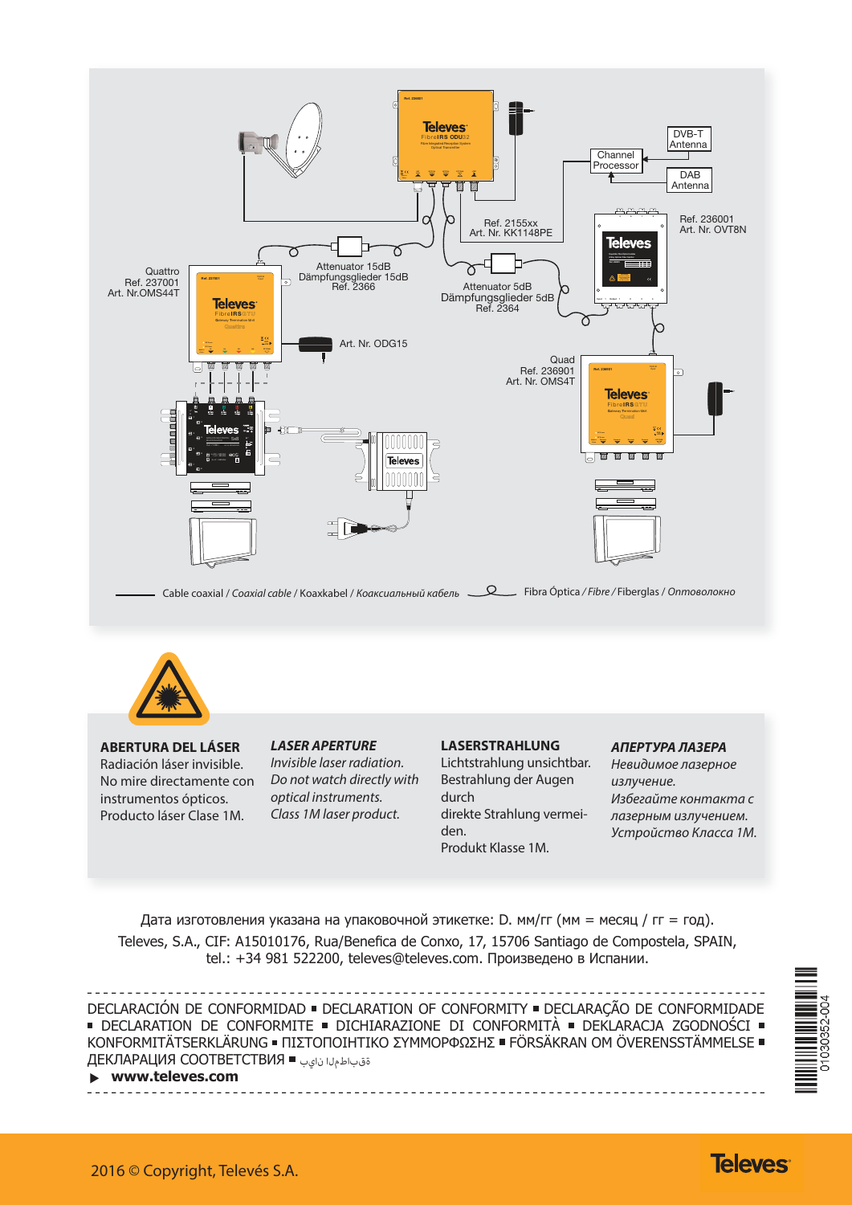DVB-T Antenna

Channel Processor

DAB Antenna

Ref. 2155xx
Art. Nr. KK1148PE

Ref. 236001
Art. Nr. OVT8N

Quattro
Ref. 237001
Art. Nr.OMS44T

Attenuator 15dB
Dämpfungsglieder 15dB
Ref. 2366

Attenuator 5dB
Dämpfungsglieder 5dB
Ref. 2364

Art. Nr. ODG15

Quad
Ref. 236901
Art. Nr. OMS4T

Cable coaxial / *Coaxial cable* / Koaxkabel / *Коаксиальный кабель*

Fibra Óptica / *Fibre* / Fiberglas / *Оптоволокно*

**ABERTURA DEL LÁSER**
Radiación láser invisible.
No mire directamente con instrumentos ópticos.
Producto láser Clase 1M.

***LASER APERTURE***
*Invisible laser radiation.*
*Do not watch directly with optical instruments.*
*Class 1M laser product.*

**LASERSTRAHLUNG**
Lichtstrahlung unsichtbar.
Bestrahlung der Augen durch
direkte Strahlung vermeiden.
Produkt Klasse 1M.

***АПЕРТУРА ЛАЗЕРА***
*Невидимое лазерное излучение.*
*Избегайте контакта с лазерным излучением.*
*Устройство Класса 1M.*

Дата изготовления указана на упаковочной этикетке: D. мм/гг (мм = месяц / гг = год).
Televes, S.A., CIF: A15010176, Rua/Benefica de Conxo, 17, 15706 Santiago de Compostela, SPAIN,
tel.: +34 981 522200, televes@televes.com. Произведено в Испании.

DECLARACIÓN DE CONFORMIDAD ■ DECLARATION OF CONFORMITY ■ DECLARAÇÃO DE CONFORMIDADE ■ DECLARATION DE CONFORMITE ■ DICHIARAZIONE DI CONFORMITÀ ■ DEKLARACJA ZGODNOŚCI ■ KONFORMITÄTSERKLÄRUNG ■ ΠΙΣΤΟΠΟΙΗΤΙΚΟ ΣΥΜΜΟΡΦΩΣΗΣ ■ FÖRSÄKRAN OM ÖVERENSSTÄMMELSE ■ ДЕКЛАРАЦИЯ СООТВЕТСТВИЯ ■ قةباطملا نايب

▶ **www.televes.com**

01030352-004

2016 © Copyright, Televés S.A.